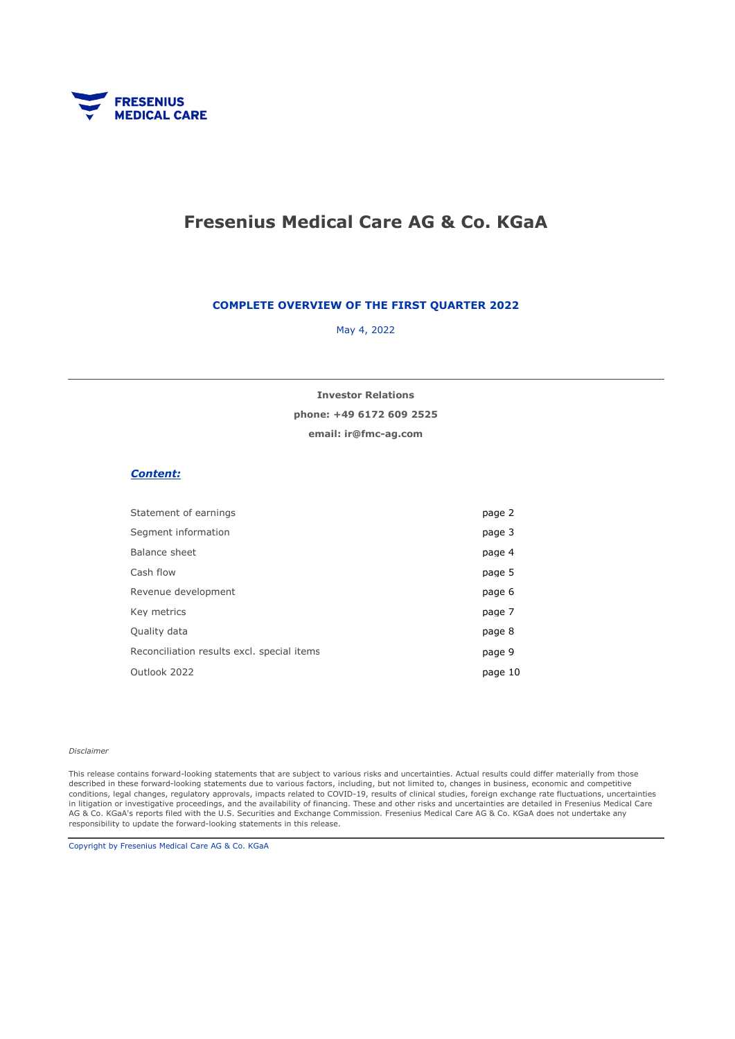FRESENIUS
MEDICAL CARE

# Fresenius Medical Care AG & Co. KGaA

## COMPLETE OVERVIEW OF THE FIRST QUARTER 2022

May 4, 2022

---

**Investor Relations**

**phone: +49 6172 609 2525**

**email: ir@fmc-ag.com**

***Content:***

| | |
|---|---|
| Statement of earnings | page 2 |
| Segment information | page 3 |
| Balance sheet | page 4 |
| Cash flow | page 5 |
| Revenue development | page 6 |
| Key metrics | page 7 |
| Quality data | page 8 |
| Reconciliation results excl. special items | page 9 |
| Outlook 2022 | page 10 |

*Disclaimer*

This release contains forward-looking statements that are subject to various risks and uncertainties. Actual results could differ materially from those described in these forward-looking statements due to various factors, including, but not limited to, changes in business, economic and competitive conditions, legal changes, regulatory approvals, impacts related to COVID-19, results of clinical studies, foreign exchange rate fluctuations, uncertainties in litigation or investigative proceedings, and the availability of financing. These and other risks and uncertainties are detailed in Fresenius Medical Care AG & Co. KGaA's reports filed with the U.S. Securities and Exchange Commission. Fresenius Medical Care AG & Co. KGaA does not undertake any responsibility to update the forward-looking statements in this release.

Copyright by Fresenius Medical Care AG & Co. KGaA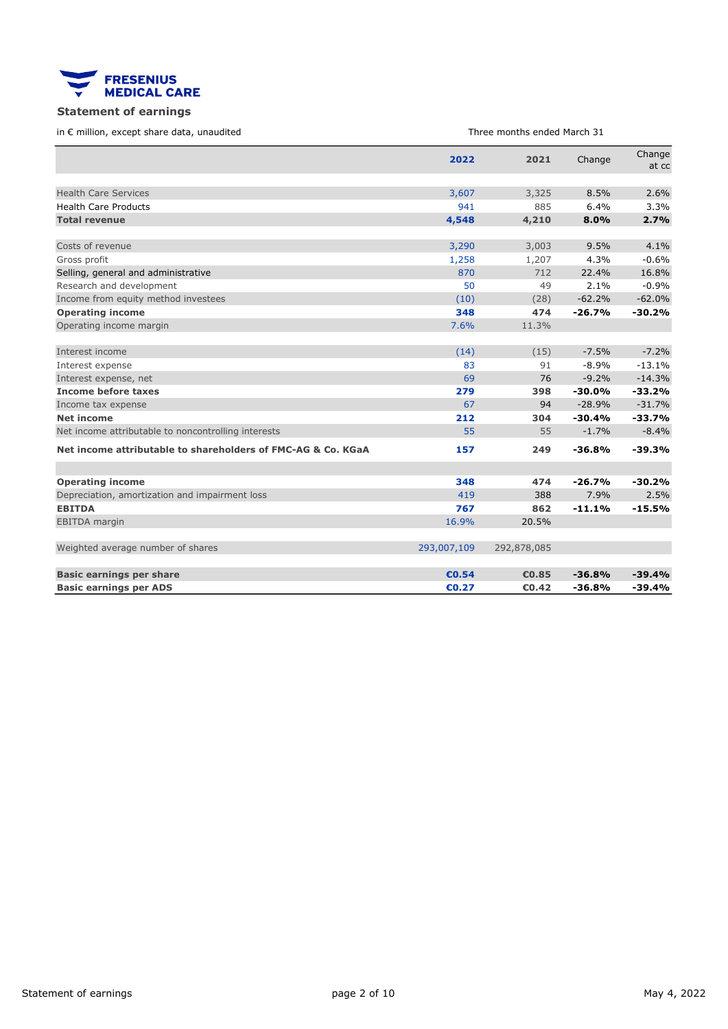FRESENIUS MEDICAL CARE

## Statement of earnings

in € million, except share data, unaudited

| | Three months ended March 31 | | | |
|---|---|---|---|---|
| | **2022** | **2021** | Change | Change at cc |
| Health Care Services | 3,607 | 3,325 | 8.5% | 2.6% |
| Health Care Products | 941 | 885 | 6.4% | 3.3% |
| **Total revenue** | **4,548** | **4,210** | **8.0%** | **2.7%** |
| Costs of revenue | 3,290 | 3,003 | 9.5% | 4.1% |
| Gross profit | 1,258 | 1,207 | 4.3% | -0.6% |
| Selling, general and administrative | 870 | 712 | 22.4% | 16.8% |
| Research and development | 50 | 49 | 2.1% | -0.9% |
| Income from equity method investees | (10) | (28) | -62.2% | -62.0% |
| **Operating income** | **348** | **474** | **-26.7%** | **-30.2%** |
| Operating income margin | 7.6% | 11.3% | | |
| Interest income | (14) | (15) | -7.5% | -7.2% |
| Interest expense | 83 | 91 | -8.9% | -13.1% |
| Interest expense, net | 69 | 76 | -9.2% | -14.3% |
| **Income before taxes** | **279** | **398** | **-30.0%** | **-33.2%** |
| Income tax expense | 67 | 94 | -28.9% | -31.7% |
| **Net income** | **212** | **304** | **-30.4%** | **-33.7%** |
| Net income attributable to noncontrolling interests | 55 | 55 | -1.7% | -8.4% |
| **Net income attributable to shareholders of FMC-AG & Co. KGaA** | **157** | **249** | **-36.8%** | **-39.3%** |
| **Operating income** | **348** | **474** | **-26.7%** | **-30.2%** |
| Depreciation, amortization and impairment loss | 419 | 388 | 7.9% | 2.5% |
| **EBITDA** | **767** | **862** | **-11.1%** | **-15.5%** |
| EBITDA margin | 16.9% | 20.5% | | |
| Weighted average number of shares | 293,007,109 | 292,878,085 | | |
| **Basic earnings per share** | **€0.54** | **€0.85** | **-36.8%** | **-39.4%** |
| **Basic earnings per ADS** | **€0.27** | **€0.42** | **-36.8%** | **-39.4%** |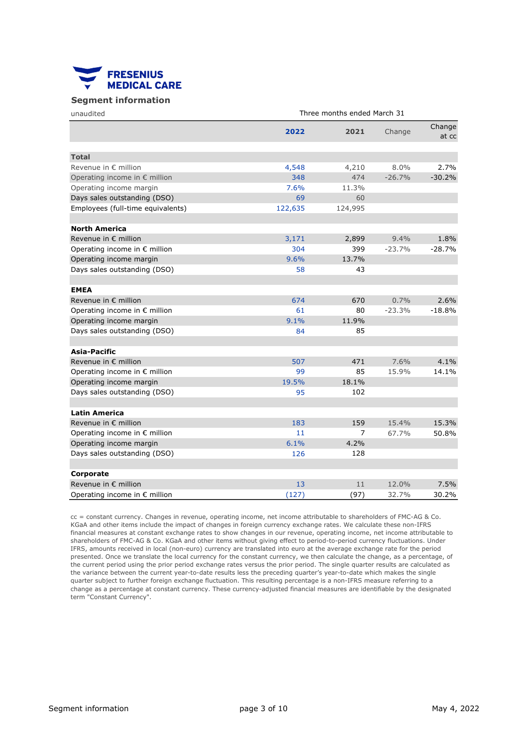FRESENIUS MEDICAL CARE

## Segment information

| unaudited | Three months ended March 31 | | | |
|---|---|---|---|---|
| | **2022** | **2021** | Change | Change at cc |
| **Total** | | | | |
| Revenue in € million | 4,548 | 4,210 | 8.0% | 2.7% |
| Operating income in € million | 348 | 474 | -26.7% | -30.2% |
| Operating income margin | 7.6% | 11.3% | | |
| Days sales outstanding (DSO) | 69 | 60 | | |
| Employees (full-time equivalents) | 122,635 | 124,995 | | |
| **North America** | | | | |
| Revenue in € million | 3,171 | 2,899 | 9.4% | 1.8% |
| Operating income in € million | 304 | 399 | -23.7% | -28.7% |
| Operating income margin | 9.6% | 13.7% | | |
| Days sales outstanding (DSO) | 58 | 43 | | |
| **EMEA** | | | | |
| Revenue in € million | 674 | 670 | 0.7% | 2.6% |
| Operating income in € million | 61 | 80 | -23.3% | -18.8% |
| Operating income margin | 9.1% | 11.9% | | |
| Days sales outstanding (DSO) | 84 | 85 | | |
| **Asia-Pacific** | | | | |
| Revenue in € million | 507 | 471 | 7.6% | 4.1% |
| Operating income in € million | 99 | 85 | 15.9% | 14.1% |
| Operating income margin | 19.5% | 18.1% | | |
| Days sales outstanding (DSO) | 95 | 102 | | |
| **Latin America** | | | | |
| Revenue in € million | 183 | 159 | 15.4% | 15.3% |
| Operating income in € million | 11 | 7 | 67.7% | 50.8% |
| Operating income margin | 6.1% | 4.2% | | |
| Days sales outstanding (DSO) | 126 | 128 | | |
| **Corporate** | | | | |
| Revenue in € million | 13 | 11 | 12.0% | 7.5% |
| Operating income in € million | (127) | (97) | 32.7% | 30.2% |

cc = constant currency. Changes in revenue, operating income, net income attributable to shareholders of FMC-AG & Co. KGaA and other items include the impact of changes in foreign currency exchange rates. We calculate these non-IFRS financial measures at constant exchange rates to show changes in our revenue, operating income, net income attributable to shareholders of FMC-AG & Co. KGaA and other items without giving effect to period-to-period currency fluctuations. Under IFRS, amounts received in local (non-euro) currency are translated into euro at the average exchange rate for the period presented. Once we translate the local currency for the constant currency, we then calculate the change, as a percentage, of the current period using the prior period exchange rates versus the prior period. The single quarter results are calculated as the variance between the current year-to-date results less the preceding quarter's year-to-date which makes the single quarter subject to further foreign exchange fluctuation. This resulting percentage is a non-IFRS measure referring to a change as a percentage at constant currency. These currency-adjusted financial measures are identifiable by the designated term "Constant Currency".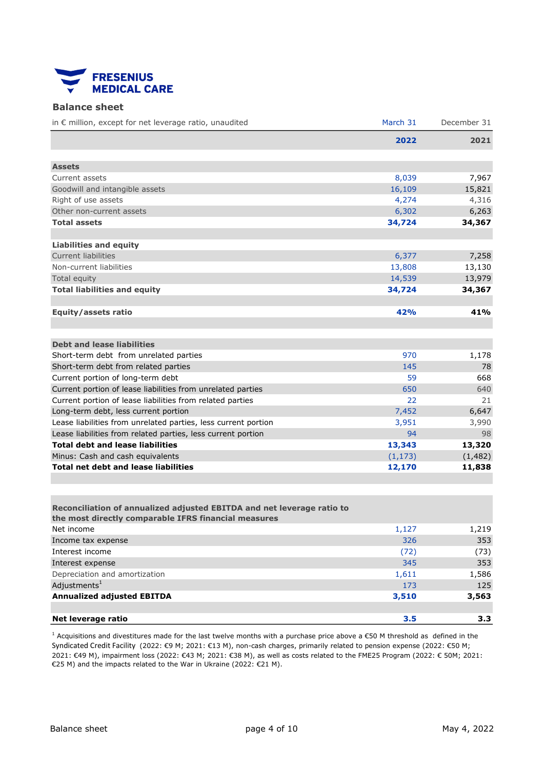FRESENIUS MEDICAL CARE

## Balance sheet

| in € million, except for net leverage ratio, unaudited | March 31 | December 31 |
|---|---|---|
| | **2022** | **2021** |
| **Assets** | | |
| Current assets | 8,039 | 7,967 |
| Goodwill and intangible assets | 16,109 | 15,821 |
| Right of use assets | 4,274 | 4,316 |
| Other non-current assets | 6,302 | 6,263 |
| **Total assets** | **34,724** | **34,367** |
| **Liabilities and equity** | | |
| Current liabilities | 6,377 | 7,258 |
| Non-current liabilities | 13,808 | 13,130 |
| Total equity | 14,539 | 13,979 |
| **Total liabilities and equity** | **34,724** | **34,367** |
| **Equity/assets ratio** | **42%** | **41%** |
| **Debt and lease liabilities** | | |
| Short-term debt from unrelated parties | 970 | 1,178 |
| Short-term debt from related parties | 145 | 78 |
| Current portion of long-term debt | 59 | 668 |
| Current portion of lease liabilities from unrelated parties | 650 | 640 |
| Current portion of lease liabilities from related parties | 22 | 21 |
| Long-term debt, less current portion | 7,452 | 6,647 |
| Lease liabilities from unrelated parties, less current portion | 3,951 | 3,990 |
| Lease liabilities from related parties, less current portion | 94 | 98 |
| **Total debt and lease liabilities** | **13,343** | **13,320** |
| Minus: Cash and cash equivalents | (1,173) | (1,482) |
| **Total net debt and lease liabilities** | **12,170** | **11,838** |
| **Reconciliation of annualized adjusted EBITDA and net leverage ratio to the most directly comparable IFRS financial measures** | | |
| Net income | 1,127 | 1,219 |
| Income tax expense | 326 | 353 |
| Interest income | (72) | (73) |
| Interest expense | 345 | 353 |
| Depreciation and amortization | 1,611 | 1,586 |
| Adjustments[1] | 173 | 125 |
| **Annualized adjusted EBITDA** | **3,510** | **3,563** |
| **Net leverage ratio** | **3.5** | **3.3** |

[1] Acquisitions and divestitures made for the last twelve months with a purchase price above a €50 M threshold as defined in the Syndicated Credit Facility (2022: €9 M; 2021: €13 M), non-cash charges, primarily related to pension expense (2022: €50 M; 2021: €49 M), impairment loss (2022: €43 M; 2021: €38 M), as well as costs related to the FME25 Program (2022: € 50M; 2021: €25 M) and the impacts related to the War in Ukraine (2022: €21 M).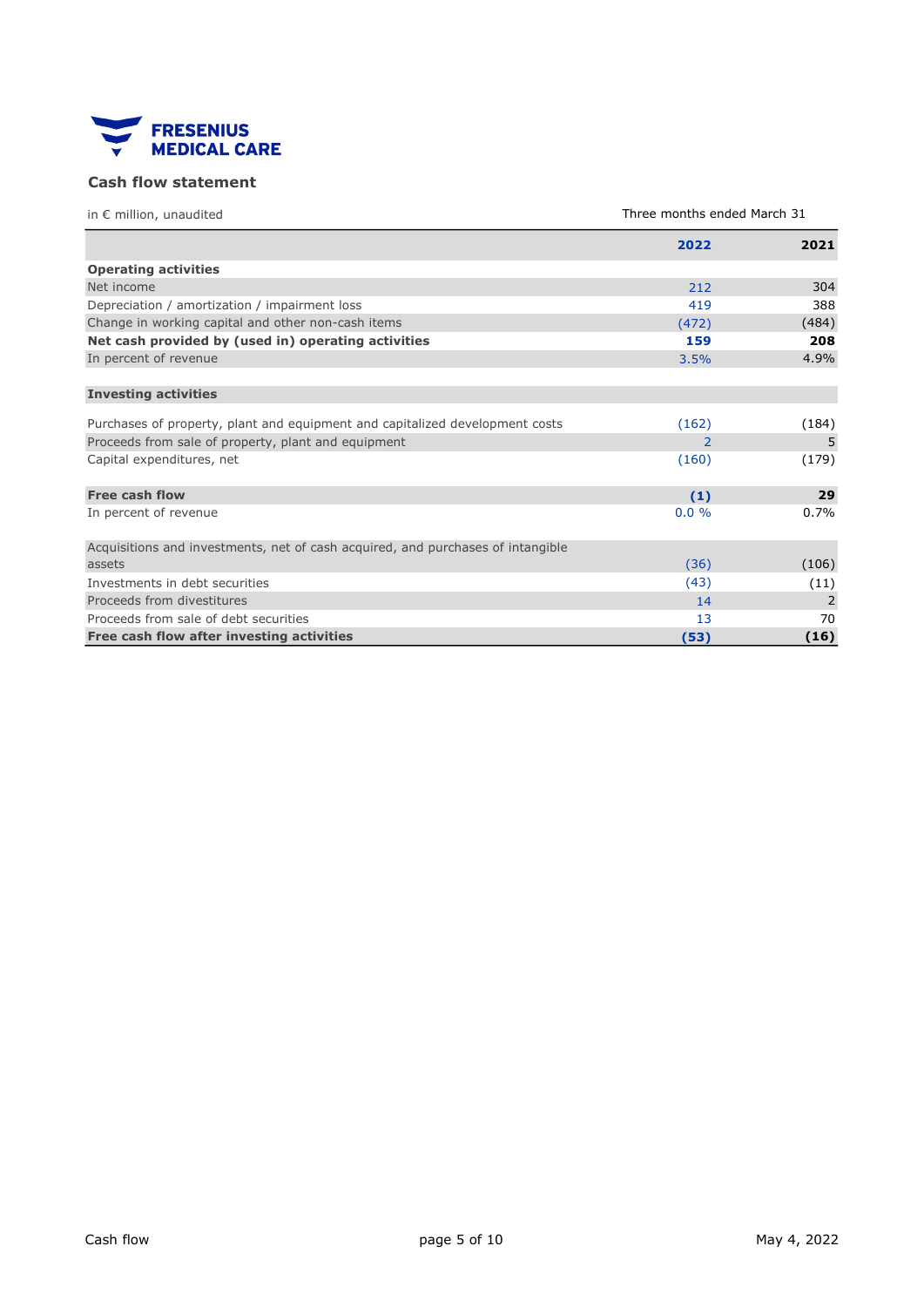## Cash flow statement

| in € million, unaudited | Three months ended March 31 | |
|---|---|---|
| | **2022** | **2021** |
| **Operating activities** | | |
| Net income | 212 | 304 |
| Depreciation / amortization / impairment loss | 419 | 388 |
| Change in working capital and other non-cash items | (472) | (484) |
| **Net cash provided by (used in) operating activities** | **159** | **208** |
| In percent of revenue | 3.5% | 4.9% |
| | | |
| **Investing activities** | | |
| | | |
| Purchases of property, plant and equipment and capitalized development costs | (162) | (184) |
| Proceeds from sale of property, plant and equipment | 2 | 5 |
| Capital expenditures, net | (160) | (179) |
| | | |
| **Free cash flow** | **(1)** | **29** |
| In percent of revenue | 0.0 % | 0.7% |
| | | |
| Acquisitions and investments, net of cash acquired, and purchases of intangible assets | (36) | (106) |
| Investments in debt securities | (43) | (11) |
| Proceeds from divestitures | 14 | 2 |
| Proceeds from sale of debt securities | 13 | 70 |
| **Free cash flow after investing activities** | **(53)** | **(16)** |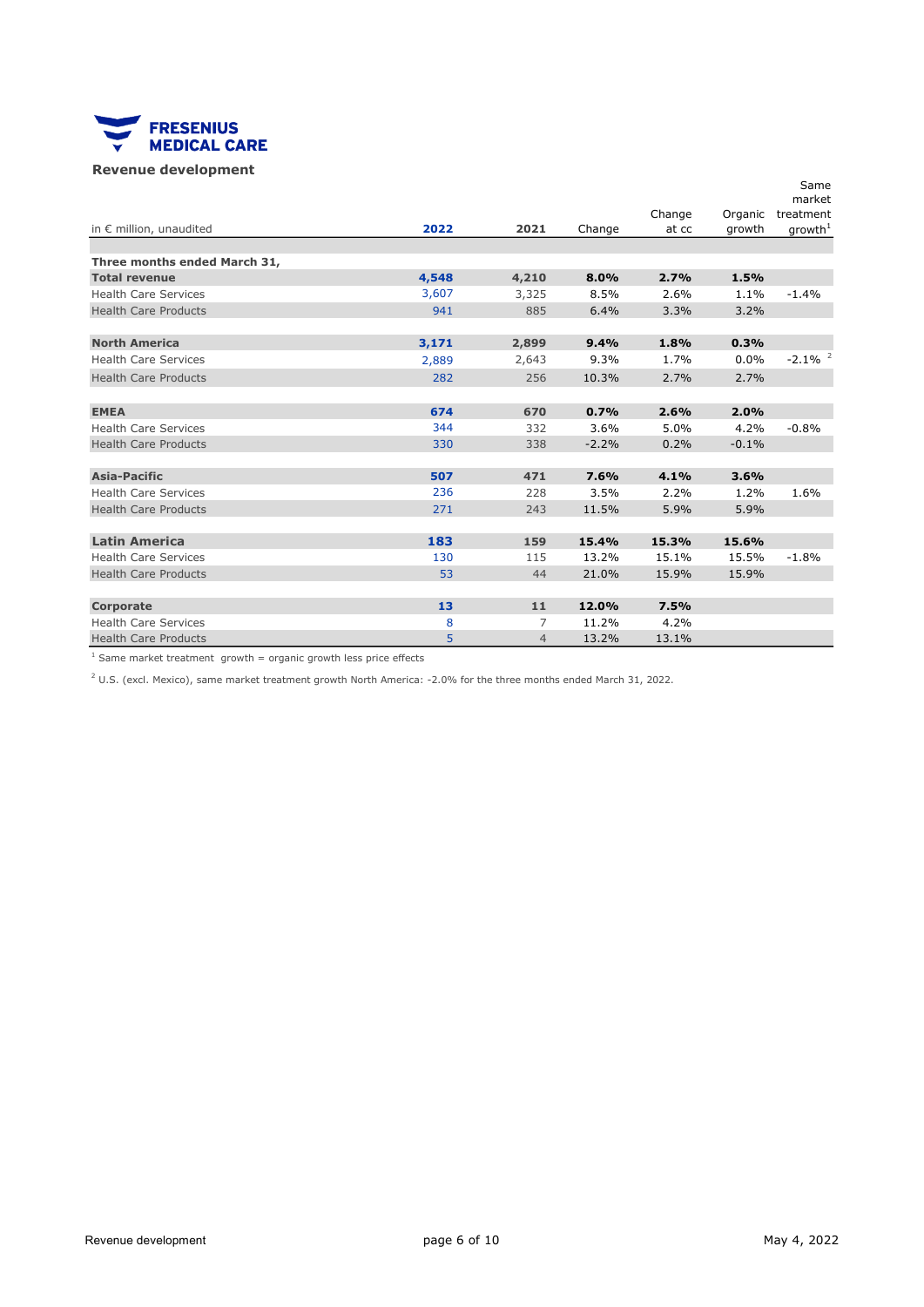**FRESENIUS MEDICAL CARE**

## Revenue development

| in € million, unaudited | 2022 | 2021 | Change | Change at cc | Organic growth | Same market treatment growth[1] |
|---|---|---|---|---|---|---|
| **Three months ended March 31,** | | | | | | |
| **Total revenue** | **4,548** | **4,210** | **8.0%** | **2.7%** | **1.5%** | |
| Health Care Services | 3,607 | 3,325 | 8.5% | 2.6% | 1.1% | -1.4% |
| Health Care Products | 941 | 885 | 6.4% | 3.3% | 3.2% | |
| | | | | | | |
| **North America** | **3,171** | **2,899** | **9.4%** | **1.8%** | **0.3%** | |
| Health Care Services | 2,889 | 2,643 | 9.3% | 1.7% | 0.0% | -2.1% [2] |
| Health Care Products | 282 | 256 | 10.3% | 2.7% | 2.7% | |
| | | | | | | |
| **EMEA** | **674** | **670** | **0.7%** | **2.6%** | **2.0%** | |
| Health Care Services | 344 | 332 | 3.6% | 5.0% | 4.2% | -0.8% |
| Health Care Products | 330 | 338 | -2.2% | 0.2% | -0.1% | |
| | | | | | | |
| **Asia-Pacific** | **507** | **471** | **7.6%** | **4.1%** | **3.6%** | |
| Health Care Services | 236 | 228 | 3.5% | 2.2% | 1.2% | 1.6% |
| Health Care Products | 271 | 243 | 11.5% | 5.9% | 5.9% | |
| | | | | | | |
| **Latin America** | **183** | **159** | **15.4%** | **15.3%** | **15.6%** | |
| Health Care Services | 130 | 115 | 13.2% | 15.1% | 15.5% | -1.8% |
| Health Care Products | 53 | 44 | 21.0% | 15.9% | 15.9% | |
| | | | | | | |
| **Corporate** | **13** | **11** | **12.0%** | **7.5%** | | |
| Health Care Services | 8 | 7 | 11.2% | 4.2% | | |
| Health Care Products | 5 | 4 | 13.2% | 13.1% | | |

[1] Same market treatment growth = organic growth less price effects

[2] U.S. (excl. Mexico), same market treatment growth North America: -2.0% for the three months ended March 31, 2022.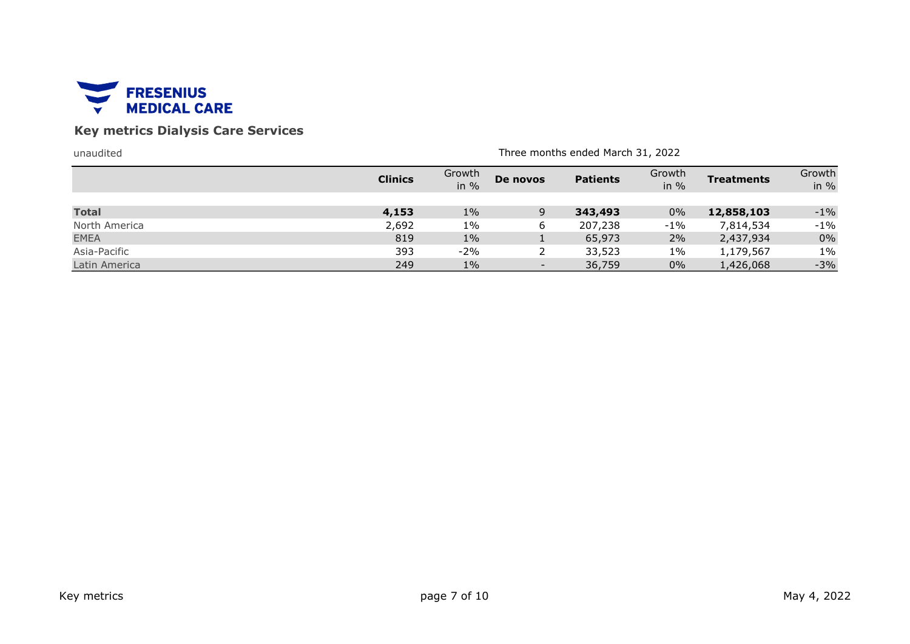FRESENIUS MEDICAL CARE

## Key metrics Dialysis Care Services

unaudited

Three months ended March 31, 2022

| | Clinics | Growth in % | De novos | Patients | Growth in % | Treatments | Growth in % |
|---|---|---|---|---|---|---|---|
| **Total** | **4,153** | 1% | 9 | **343,493** | 0% | **12,858,103** | -1% |
| North America | 2,692 | 1% | 6 | 207,238 | -1% | 7,814,534 | -1% |
| EMEA | 819 | 1% | 1 | 65,973 | 2% | 2,437,934 | 0% |
| Asia-Pacific | 393 | -2% | 2 | 33,523 | 1% | 1,179,567 | 1% |
| Latin America | 249 | 1% | - | 36,759 | 0% | 1,426,068 | -3% |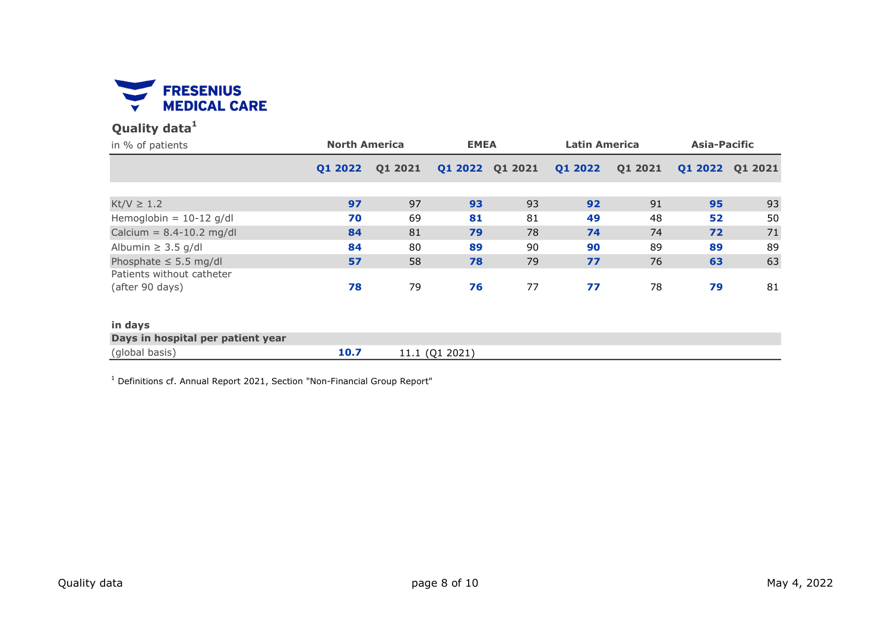FRESENIUS MEDICAL CARE

## Quality data[1]

| in % of patients | North America | | EMEA | | Latin America | | Asia-Pacific | |
|---|---|---|---|---|---|---|---|---|
| | **Q1 2022** | Q1 2021 | **Q1 2022** | Q1 2021 | **Q1 2022** | Q1 2021 | **Q1 2022** | Q1 2021 |
| Kt/V ≥ 1.2 | **97** | 97 | **93** | 93 | **92** | 91 | **95** | 93 |
| Hemoglobin = 10-12 g/dl | **70** | 69 | **81** | 81 | **49** | 48 | **52** | 50 |
| Calcium = 8.4-10.2 mg/dl | **84** | 81 | **79** | 78 | **74** | 74 | **72** | 71 |
| Albumin ≥ 3.5 g/dl | **84** | 80 | **89** | 90 | **90** | 89 | **89** | 89 |
| Phosphate ≤ 5.5 mg/dl | **57** | 58 | **78** | 79 | **77** | 76 | **63** | 63 |
| Patients without catheter (after 90 days) | **78** | 79 | **76** | 77 | **77** | 78 | **79** | 81 |

| **in days** | | |
|---|---|---|
| **Days in hospital per patient year** | | |
| (global basis) | **10.7** | 11.1 (Q1 2021) |

[1] Definitions cf. Annual Report 2021, Section "Non-Financial Group Report"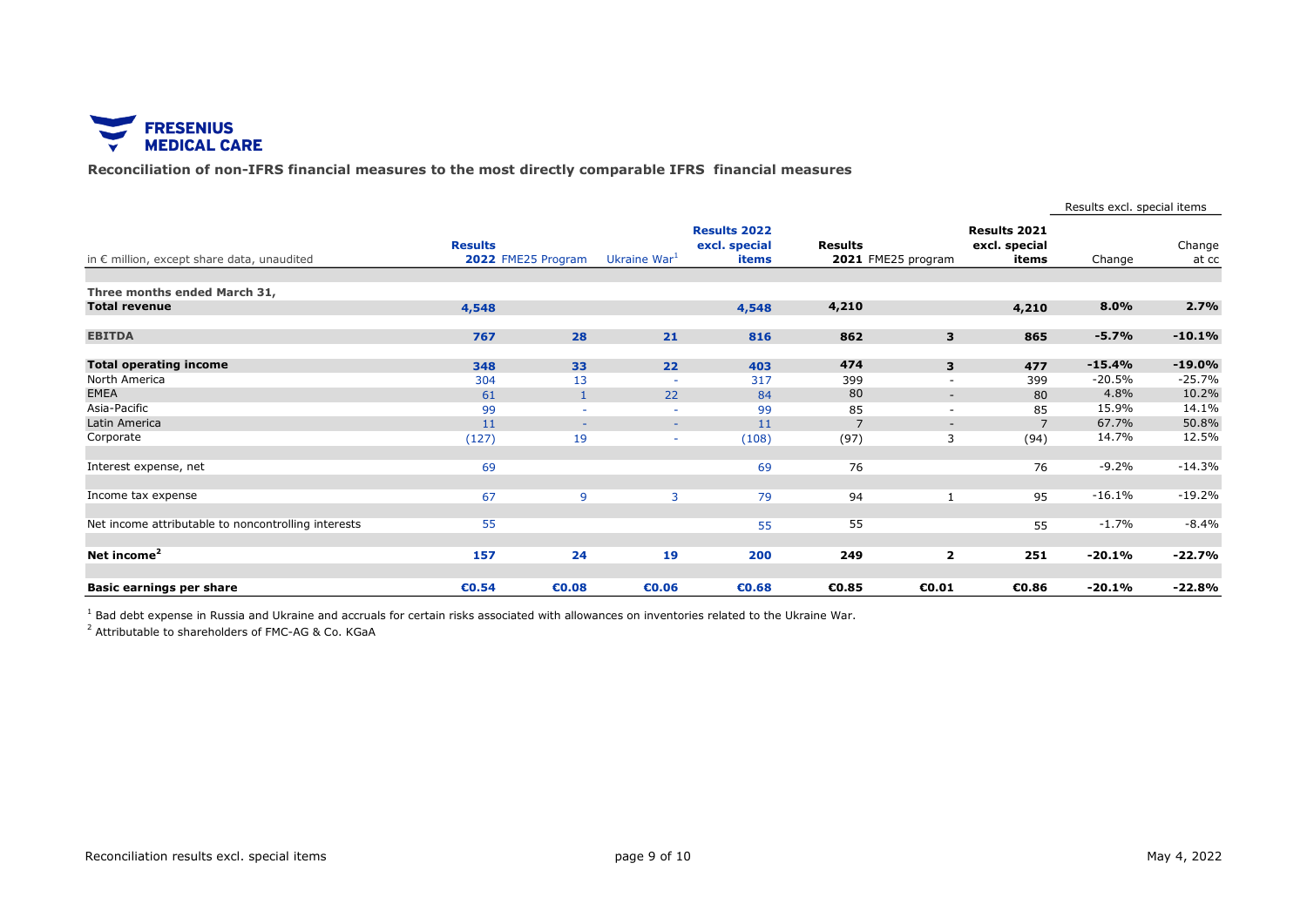FRESENIUS MEDICAL CARE

**Reconciliation of non-IFRS financial measures to the most directly comparable IFRS financial measures**

| in € million, except share data, unaudited | Results 2022 | FME25 Program | Ukraine War[1] | Results 2022 excl. special items | Results 2021 | FME25 program | Results 2021 excl. special items | Results excl. special items Change | Results excl. special items Change at cc |
|---|---|---|---|---|---|---|---|---|---|
| **Three months ended March 31,** | | | | | | | | | |
| **Total revenue** | **4,548** | | | **4,548** | **4,210** | | **4,210** | **8.0%** | **2.7%** |
| **EBITDA** | **767** | **28** | **21** | **816** | **862** | **3** | **865** | **-5.7%** | **-10.1%** |
| **Total operating income** | **348** | **33** | **22** | **403** | **474** | **3** | **477** | **-15.4%** | **-19.0%** |
| North America | 304 | 13 | - | 317 | 399 | - | 399 | -20.5% | -25.7% |
| EMEA | 61 | 1 | 22 | 84 | 80 | - | 80 | 4.8% | 10.2% |
| Asia-Pacific | 99 | - | - | 99 | 85 | - | 85 | 15.9% | 14.1% |
| Latin America | 11 | - | - | 11 | 7 | - | 7 | 67.7% | 50.8% |
| Corporate | (127) | 19 | - | (108) | (97) | 3 | (94) | 14.7% | 12.5% |
| Interest expense, net | 69 | | | 69 | 76 | | 76 | -9.2% | -14.3% |
| Income tax expense | 67 | 9 | 3 | 79 | 94 | 1 | 95 | -16.1% | -19.2% |
| Net income attributable to noncontrolling interests | 55 | | | 55 | 55 | | 55 | -1.7% | -8.4% |
| **Net income[2]** | **157** | **24** | **19** | **200** | **249** | **2** | **251** | **-20.1%** | **-22.7%** |
| **Basic earnings per share** | **€0.54** | **€0.08** | **€0.06** | **€0.68** | **€0.85** | **€0.01** | **€0.86** | **-20.1%** | **-22.8%** |

[1] Bad debt expense in Russia and Ukraine and accruals for certain risks associated with allowances on inventories related to the Ukraine War.

[2] Attributable to shareholders of FMC-AG & Co. KGaA

Reconciliation results excl. special items

May 4, 2022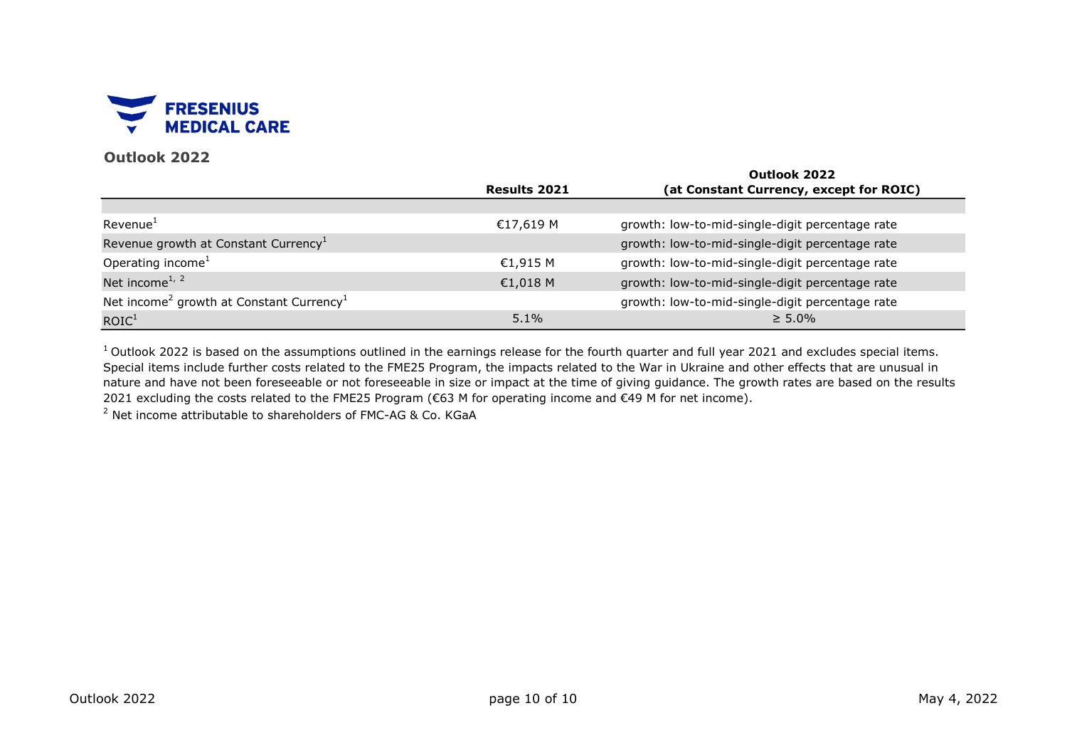FRESENIUS MEDICAL CARE

## Outlook 2022

| | Results 2021 | Outlook 2022 (at Constant Currency, except for ROIC) |
|---|---|---|
| Revenue[1] | €17,619 M | growth: low-to-mid-single-digit percentage rate |
| Revenue growth at Constant Currency[1] | | growth: low-to-mid-single-digit percentage rate |
| Operating income[1] | €1,915 M | growth: low-to-mid-single-digit percentage rate |
| Net income[1, 2] | €1,018 M | growth: low-to-mid-single-digit percentage rate |
| Net income[2] growth at Constant Currency[1] | | growth: low-to-mid-single-digit percentage rate |
| ROIC[1] | 5.1% | ≥ 5.0% |

[1] Outlook 2022 is based on the assumptions outlined in the earnings release for the fourth quarter and full year 2021 and excludes special items. Special items include further costs related to the FME25 Program, the impacts related to the War in Ukraine and other effects that are unusual in nature and have not been foreseeable or not foreseeable in size or impact at the time of giving guidance. The growth rates are based on the results 2021 excluding the costs related to the FME25 Program (€63 M for operating income and €49 M for net income).

[2] Net income attributable to shareholders of FMC-AG & Co. KGaA